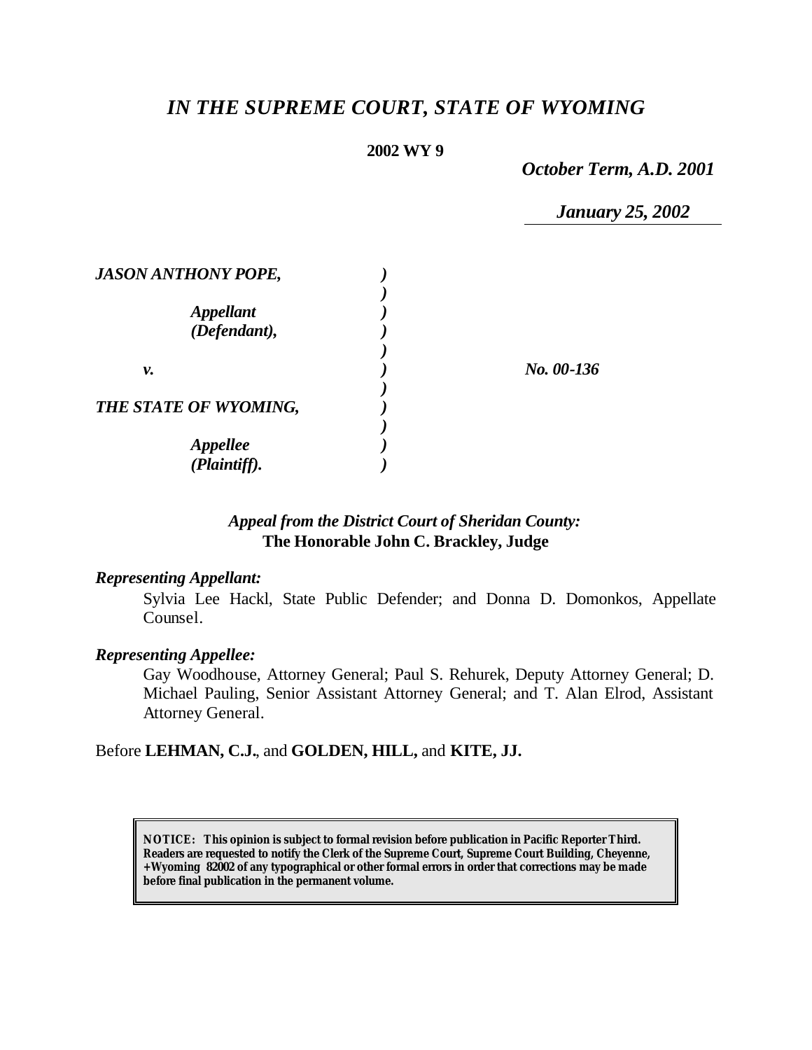# *IN THE SUPREME COURT, STATE OF WYOMING*

**2002 WY 9**

*October Term, A.D. 2001*

*January 25, 2002*

| | | |
|---|---|---|
| ***JASON ANTHONY POPE,*** | ) | |
| | ) | |
| ***Appellant*** | ) | |
| ***(Defendant),*** | ) | |
| | ) | |
| ***v.*** | ) | ***No. 00-136*** |
| | ) | |
| ***THE STATE OF WYOMING,*** | ) | |
| | ) | |
| ***Appellee*** | ) | |
| ***(Plaintiff).*** | ) | |

*Appeal from the District Court of Sheridan County:*
**The Honorable John C. Brackley, Judge**

***Representing Appellant:***

Sylvia Lee Hackl, State Public Defender; and Donna D. Domonkos, Appellate Counsel.

***Representing Appellee:***

Gay Woodhouse, Attorney General; Paul S. Rehurek, Deputy Attorney General; D. Michael Pauling, Senior Assistant Attorney General; and T. Alan Elrod, Assistant Attorney General.

Before **LEHMAN, C.J.**, and **GOLDEN, HILL,** and **KITE, JJ.**

**NOTICE: This opinion is subject to formal revision before publication in Pacific Reporter Third. Readers are requested to notify the Clerk of the Supreme Court, Supreme Court Building, Cheyenne, +Wyoming 82002 of any typographical or other formal errors in order that corrections may be made before final publication in the permanent volume.**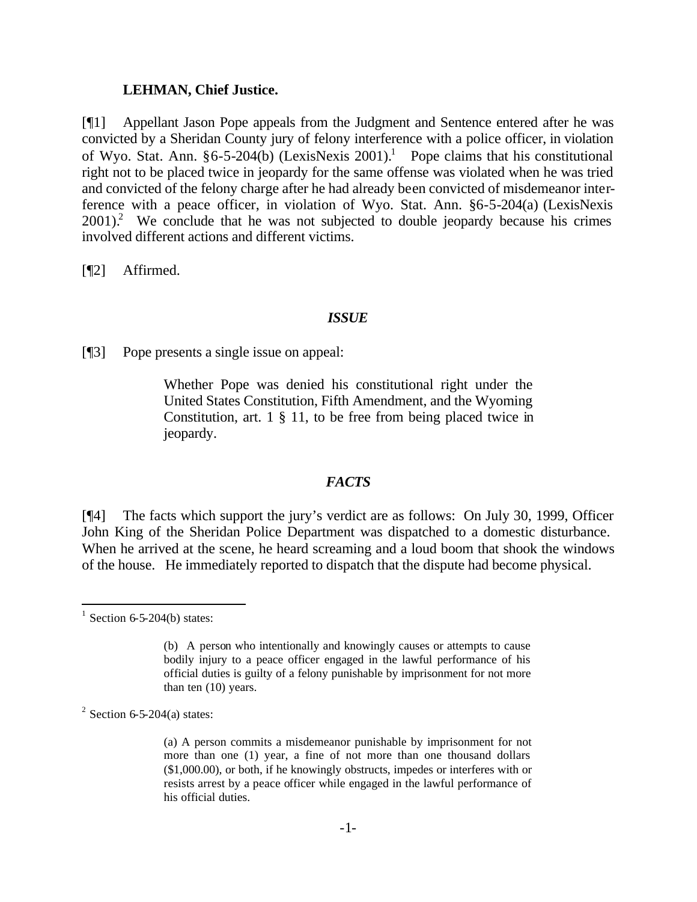**LEHMAN, Chief Justice.**

[¶1] Appellant Jason Pope appeals from the Judgment and Sentence entered after he was convicted by a Sheridan County jury of felony interference with a police officer, in violation of Wyo. Stat. Ann. §6-5-204(b) (LexisNexis 2001).[1] Pope claims that his constitutional right not to be placed twice in jeopardy for the same offense was violated when he was tried and convicted of the felony charge after he had already been convicted of misdemeanor interference with a peace officer, in violation of Wyo. Stat. Ann. §6-5-204(a) (LexisNexis 2001).[2] We conclude that he was not subjected to double jeopardy because his crimes involved different actions and different victims.

[¶2] Affirmed.

## *ISSUE*

[¶3] Pope presents a single issue on appeal:

> Whether Pope was denied his constitutional right under the United States Constitution, Fifth Amendment, and the Wyoming Constitution, art. 1 § 11, to be free from being placed twice in jeopardy.

## *FACTS*

[¶4] The facts which support the jury's verdict are as follows: On July 30, 1999, Officer John King of the Sheridan Police Department was dispatched to a domestic disturbance. When he arrived at the scene, he heard screaming and a loud boom that shook the windows of the house. He immediately reported to dispatch that the dispute had become physical.

---

[1] Section 6-5-204(b) states:

> (b) A person who intentionally and knowingly causes or attempts to cause bodily injury to a peace officer engaged in the lawful performance of his official duties is guilty of a felony punishable by imprisonment for not more than ten (10) years.

[2] Section 6-5-204(a) states:

> (a) A person commits a misdemeanor punishable by imprisonment for not more than one (1) year, a fine of not more than one thousand dollars ($1,000.00), or both, if he knowingly obstructs, impedes or interferes with or resists arrest by a peace officer while engaged in the lawful performance of his official duties.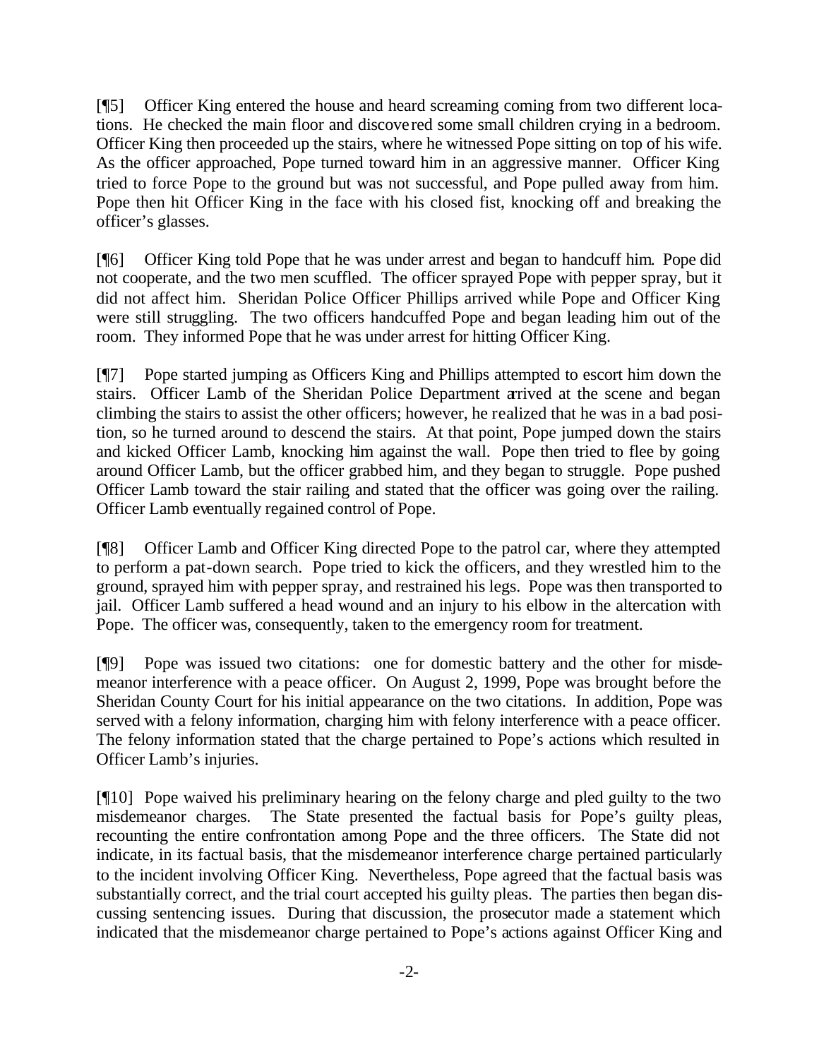[¶5] Officer King entered the house and heard screaming coming from two different locations. He checked the main floor and discovered some small children crying in a bedroom. Officer King then proceeded up the stairs, where he witnessed Pope sitting on top of his wife. As the officer approached, Pope turned toward him in an aggressive manner. Officer King tried to force Pope to the ground but was not successful, and Pope pulled away from him. Pope then hit Officer King in the face with his closed fist, knocking off and breaking the officer's glasses.

[¶6] Officer King told Pope that he was under arrest and began to handcuff him. Pope did not cooperate, and the two men scuffled. The officer sprayed Pope with pepper spray, but it did not affect him. Sheridan Police Officer Phillips arrived while Pope and Officer King were still struggling. The two officers handcuffed Pope and began leading him out of the room. They informed Pope that he was under arrest for hitting Officer King.

[¶7] Pope started jumping as Officers King and Phillips attempted to escort him down the stairs. Officer Lamb of the Sheridan Police Department arrived at the scene and began climbing the stairs to assist the other officers; however, he realized that he was in a bad position, so he turned around to descend the stairs. At that point, Pope jumped down the stairs and kicked Officer Lamb, knocking him against the wall. Pope then tried to flee by going around Officer Lamb, but the officer grabbed him, and they began to struggle. Pope pushed Officer Lamb toward the stair railing and stated that the officer was going over the railing. Officer Lamb eventually regained control of Pope.

[¶8] Officer Lamb and Officer King directed Pope to the patrol car, where they attempted to perform a pat-down search. Pope tried to kick the officers, and they wrestled him to the ground, sprayed him with pepper spray, and restrained his legs. Pope was then transported to jail. Officer Lamb suffered a head wound and an injury to his elbow in the altercation with Pope. The officer was, consequently, taken to the emergency room for treatment.

[¶9] Pope was issued two citations: one for domestic battery and the other for misdemeanor interference with a peace officer. On August 2, 1999, Pope was brought before the Sheridan County Court for his initial appearance on the two citations. In addition, Pope was served with a felony information, charging him with felony interference with a peace officer. The felony information stated that the charge pertained to Pope's actions which resulted in Officer Lamb's injuries.

[¶10] Pope waived his preliminary hearing on the felony charge and pled guilty to the two misdemeanor charges. The State presented the factual basis for Pope's guilty pleas, recounting the entire confrontation among Pope and the three officers. The State did not indicate, in its factual basis, that the misdemeanor interference charge pertained particularly to the incident involving Officer King. Nevertheless, Pope agreed that the factual basis was substantially correct, and the trial court accepted his guilty pleas. The parties then began discussing sentencing issues. During that discussion, the prosecutor made a statement which indicated that the misdemeanor charge pertained to Pope's actions against Officer King and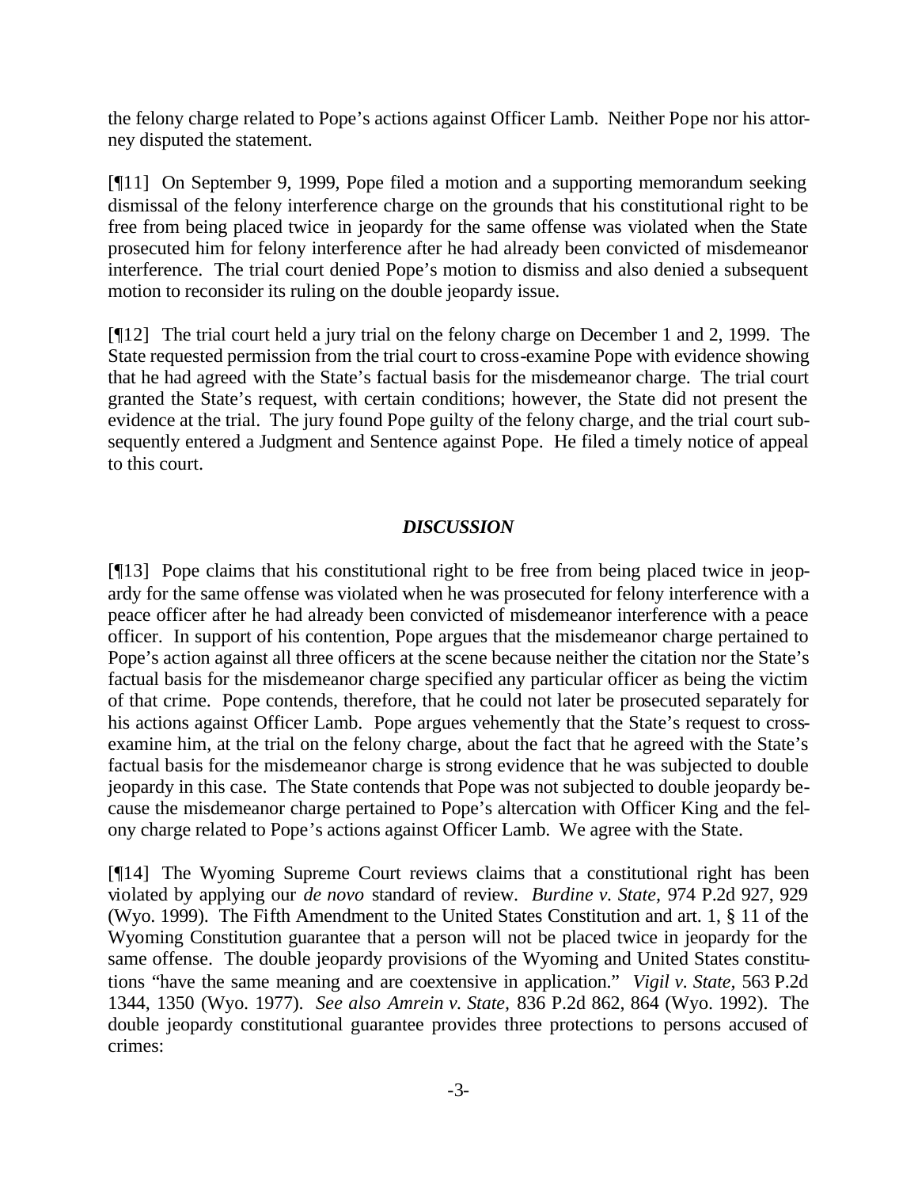the felony charge related to Pope's actions against Officer Lamb. Neither Pope nor his attorney disputed the statement.

[¶11] On September 9, 1999, Pope filed a motion and a supporting memorandum seeking dismissal of the felony interference charge on the grounds that his constitutional right to be free from being placed twice in jeopardy for the same offense was violated when the State prosecuted him for felony interference after he had already been convicted of misdemeanor interference. The trial court denied Pope's motion to dismiss and also denied a subsequent motion to reconsider its ruling on the double jeopardy issue.

[¶12] The trial court held a jury trial on the felony charge on December 1 and 2, 1999. The State requested permission from the trial court to cross-examine Pope with evidence showing that he had agreed with the State's factual basis for the misdemeanor charge. The trial court granted the State's request, with certain conditions; however, the State did not present the evidence at the trial. The jury found Pope guilty of the felony charge, and the trial court subsequently entered a Judgment and Sentence against Pope. He filed a timely notice of appeal to this court.

## *DISCUSSION*

[¶13] Pope claims that his constitutional right to be free from being placed twice in jeopardy for the same offense was violated when he was prosecuted for felony interference with a peace officer after he had already been convicted of misdemeanor interference with a peace officer. In support of his contention, Pope argues that the misdemeanor charge pertained to Pope's action against all three officers at the scene because neither the citation nor the State's factual basis for the misdemeanor charge specified any particular officer as being the victim of that crime. Pope contends, therefore, that he could not later be prosecuted separately for his actions against Officer Lamb. Pope argues vehemently that the State's request to cross-examine him, at the trial on the felony charge, about the fact that he agreed with the State's factual basis for the misdemeanor charge is strong evidence that he was subjected to double jeopardy in this case. The State contends that Pope was not subjected to double jeopardy because the misdemeanor charge pertained to Pope's altercation with Officer King and the felony charge related to Pope's actions against Officer Lamb. We agree with the State.

[¶14] The Wyoming Supreme Court reviews claims that a constitutional right has been violated by applying our *de novo* standard of review. *Burdine v. State*, 974 P.2d 927, 929 (Wyo. 1999). The Fifth Amendment to the United States Constitution and art. 1, § 11 of the Wyoming Constitution guarantee that a person will not be placed twice in jeopardy for the same offense. The double jeopardy provisions of the Wyoming and United States constitutions "have the same meaning and are coextensive in application." *Vigil v. State*, 563 P.2d 1344, 1350 (Wyo. 1977). *See also Amrein v. State*, 836 P.2d 862, 864 (Wyo. 1992). The double jeopardy constitutional guarantee provides three protections to persons accused of crimes: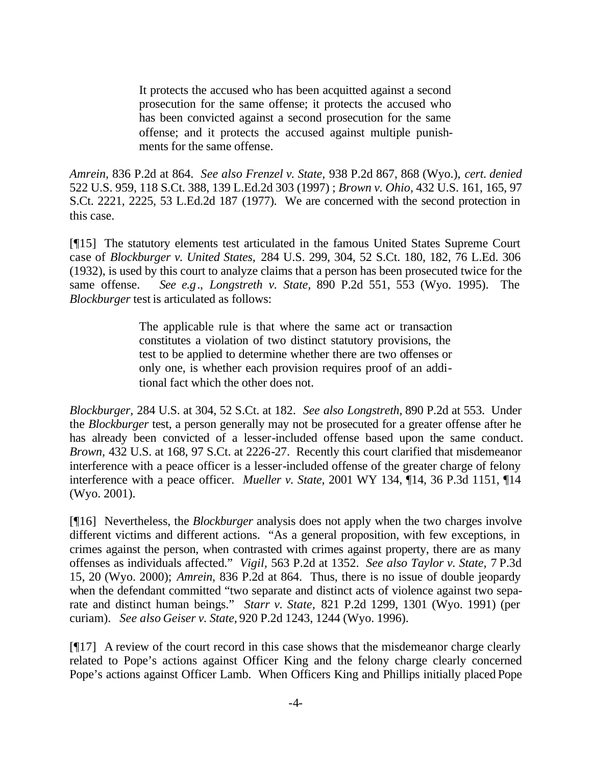> It protects the accused who has been acquitted against a second prosecution for the same offense; it protects the accused who has been convicted against a second prosecution for the same offense; and it protects the accused against multiple punishments for the same offense.

*Amrein,* 836 P.2d at 864. *See also Frenzel v. State*, 938 P.2d 867, 868 (Wyo.), *cert. denied* 522 U.S. 959, 118 S.Ct. 388, 139 L.Ed.2d 303 (1997) ; *Brown v. Ohio,* 432 U.S. 161, 165, 97 S.Ct. 2221, 2225, 53 L.Ed.2d 187 (1977). We are concerned with the second protection in this case.

[¶15] The statutory elements test articulated in the famous United States Supreme Court case of *Blockburger v. United States*, 284 U.S. 299, 304, 52 S.Ct. 180, 182, 76 L.Ed. 306 (1932), is used by this court to analyze claims that a person has been prosecuted twice for the same offense. *See e.g*., *Longstreth v. State,* 890 P.2d 551, 553 (Wyo. 1995). The *Blockburger* test is articulated as follows:

> The applicable rule is that where the same act or transaction constitutes a violation of two distinct statutory provisions, the test to be applied to determine whether there are two offenses or only one, is whether each provision requires proof of an additional fact which the other does not.

*Blockburger,* 284 U.S. at 304, 52 S.Ct. at 182. *See also Longstreth,* 890 P.2d at 553. Under the *Blockburger* test, a person generally may not be prosecuted for a greater offense after he has already been convicted of a lesser-included offense based upon the same conduct. *Brown,* 432 U.S. at 168, 97 S.Ct. at 2226-27. Recently this court clarified that misdemeanor interference with a peace officer is a lesser-included offense of the greater charge of felony interference with a peace officer. *Mueller v. State*, 2001 WY 134, ¶14, 36 P.3d 1151, ¶14 (Wyo. 2001).

[¶16] Nevertheless, the *Blockburger* analysis does not apply when the two charges involve different victims and different actions. "As a general proposition, with few exceptions, in crimes against the person, when contrasted with crimes against property, there are as many offenses as individuals affected." *Vigil*, 563 P.2d at 1352. *See also Taylor v. State,* 7 P.3d 15, 20 (Wyo. 2000); *Amrein,* 836 P.2d at 864. Thus, there is no issue of double jeopardy when the defendant committed "two separate and distinct acts of violence against two separate and distinct human beings." *Starr v. State*, 821 P.2d 1299, 1301 (Wyo. 1991) (per curiam). *See also Geiser v. State,* 920 P.2d 1243, 1244 (Wyo. 1996).

[¶17] A review of the court record in this case shows that the misdemeanor charge clearly related to Pope's actions against Officer King and the felony charge clearly concerned Pope's actions against Officer Lamb. When Officers King and Phillips initially placed Pope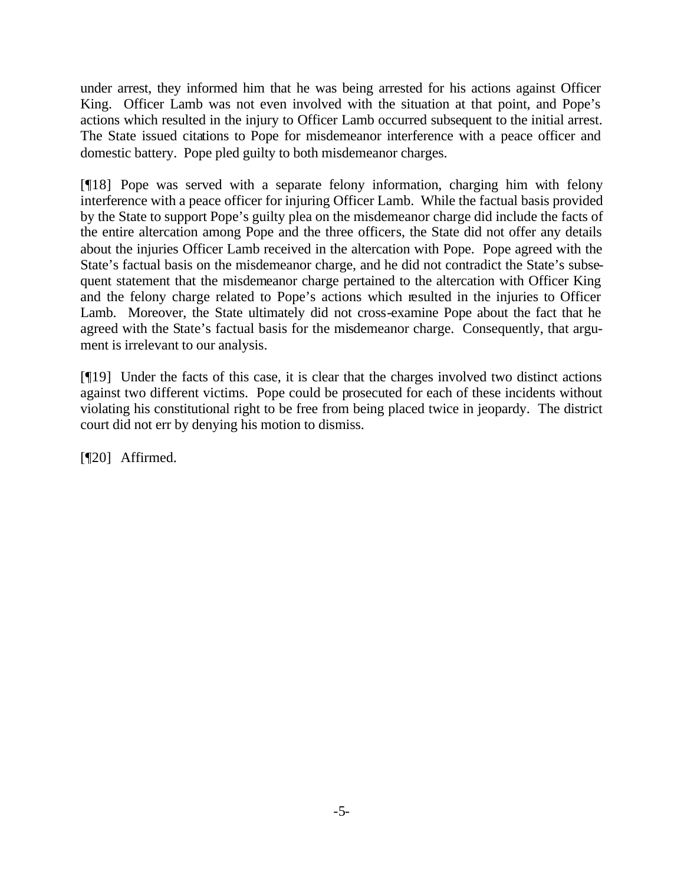under arrest, they informed him that he was being arrested for his actions against Officer King. Officer Lamb was not even involved with the situation at that point, and Pope's actions which resulted in the injury to Officer Lamb occurred subsequent to the initial arrest. The State issued citations to Pope for misdemeanor interference with a peace officer and domestic battery. Pope pled guilty to both misdemeanor charges.

[¶18] Pope was served with a separate felony information, charging him with felony interference with a peace officer for injuring Officer Lamb. While the factual basis provided by the State to support Pope's guilty plea on the misdemeanor charge did include the facts of the entire altercation among Pope and the three officers, the State did not offer any details about the injuries Officer Lamb received in the altercation with Pope. Pope agreed with the State's factual basis on the misdemeanor charge, and he did not contradict the State's subsequent statement that the misdemeanor charge pertained to the altercation with Officer King and the felony charge related to Pope's actions which resulted in the injuries to Officer Lamb. Moreover, the State ultimately did not cross-examine Pope about the fact that he agreed with the State's factual basis for the misdemeanor charge. Consequently, that argument is irrelevant to our analysis.

[¶19] Under the facts of this case, it is clear that the charges involved two distinct actions against two different victims. Pope could be prosecuted for each of these incidents without violating his constitutional right to be free from being placed twice in jeopardy. The district court did not err by denying his motion to dismiss.

[¶20] Affirmed.